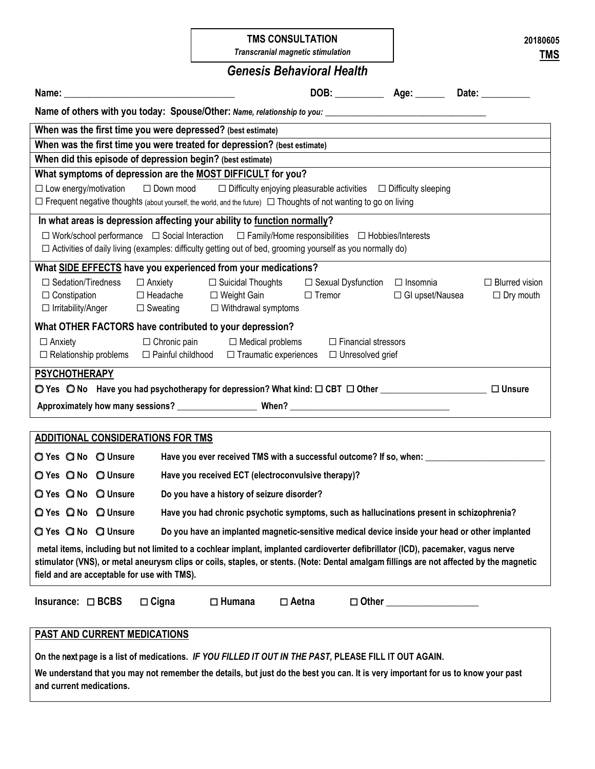**TMS CONSULTATION**
*Transcranial magnetic stimulation*

20180605
**TMS**

## *Genesis Behavioral Health*

**Name:** ______________________ **DOB:** __________ **Age:** ______ **Date:** __________

**Name of others with you today: Spouse/Other:** *Name, relationship to you:* ______________________

**When was the first time you were depressed? (best estimate)**

**When was the first time you were treated for depression? (best estimate)**

**When did this episode of depression begin? (best estimate)**

**What symptoms of depression are the MOST DIFFICULT for you?**

☐ Low energy/motivation ☐ Down mood ☐ Difficulty enjoying pleasurable activities ☐ Difficulty sleeping
☐ Frequent negative thoughts (about yourself, the world, and the future) ☐ Thoughts of not wanting to go on living

**In what areas is depression affecting your ability to function normally?**

☐ Work/school performance ☐ Social Interaction ☐ Family/Home responsibilities ☐ Hobbies/Interests
☐ Activities of daily living (examples: difficulty getting out of bed, grooming yourself as you normally do)

**What SIDE EFFECTS have you experienced from your medications?**

☐ Sedation/Tiredness ☐ Anxiety ☐ Suicidal Thoughts ☐ Sexual Dysfunction ☐ Insomnia ☐ Blurred vision
☐ Constipation ☐ Headache ☐ Weight Gain ☐ Tremor ☐ GI upset/Nausea ☐ Dry mouth
☐ Irritability/Anger ☐ Sweating ☐ Withdrawal symptoms

**What OTHER FACTORS have contributed to your depression?**

☐ Anxiety ☐ Chronic pain ☐ Medical problems ☐ Financial stressors
☐ Relationship problems ☐ Painful childhood ☐ Traumatic experiences ☐ Unresolved grief

**PSYCHOTHERAPY**

◯ Yes ◯ No **Have you had psychotherapy for depression? What kind:** ☐ **CBT** ☐ **Other** ______________________ ☐ **Unsure**

**Approximately how many sessions?** _________________ **When?** ______________________

**ADDITIONAL CONSIDERATIONS FOR TMS**

◯ Yes ◯ No ◯ Unsure **Have you ever received TMS with a successful outcome? If so, when:** ______________________

◯ Yes ◯ No ◯ Unsure **Have you received ECT (electroconvulsive therapy)?**

◯ Yes ◯ No ◯ Unsure **Do you have a history of seizure disorder?**

◯ Yes ◯ No ◯ Unsure **Have you had chronic psychotic symptoms, such as hallucinations present in schizophrenia?**

◯ Yes ◯ No ◯ Unsure **Do you have an implanted magnetic-sensitive medical device inside your head or other implanted metal items, including but not limited to a cochlear implant, implanted cardioverter defibrillator (ICD), pacemaker, vagus nerve stimulator (VNS), or metal aneurysm clips or coils, staples, or stents. (Note: Dental amalgam fillings are not affected by the magnetic field and are acceptable for use with TMS).**

**Insurance:** ☐ **BCBS** ☐ **Cigna** ☐ **Humana** ☐ **Aetna** ☐ **Other** __________________

**PAST AND CURRENT MEDICATIONS**

**On the next page is a list of medications.** ***IF YOU FILLED IT OUT IN THE PAST,*** **PLEASE FILL IT OUT AGAIN.**

**We understand that you may not remember the details, but just do the best you can. It is very important for us to know your past and current medications.**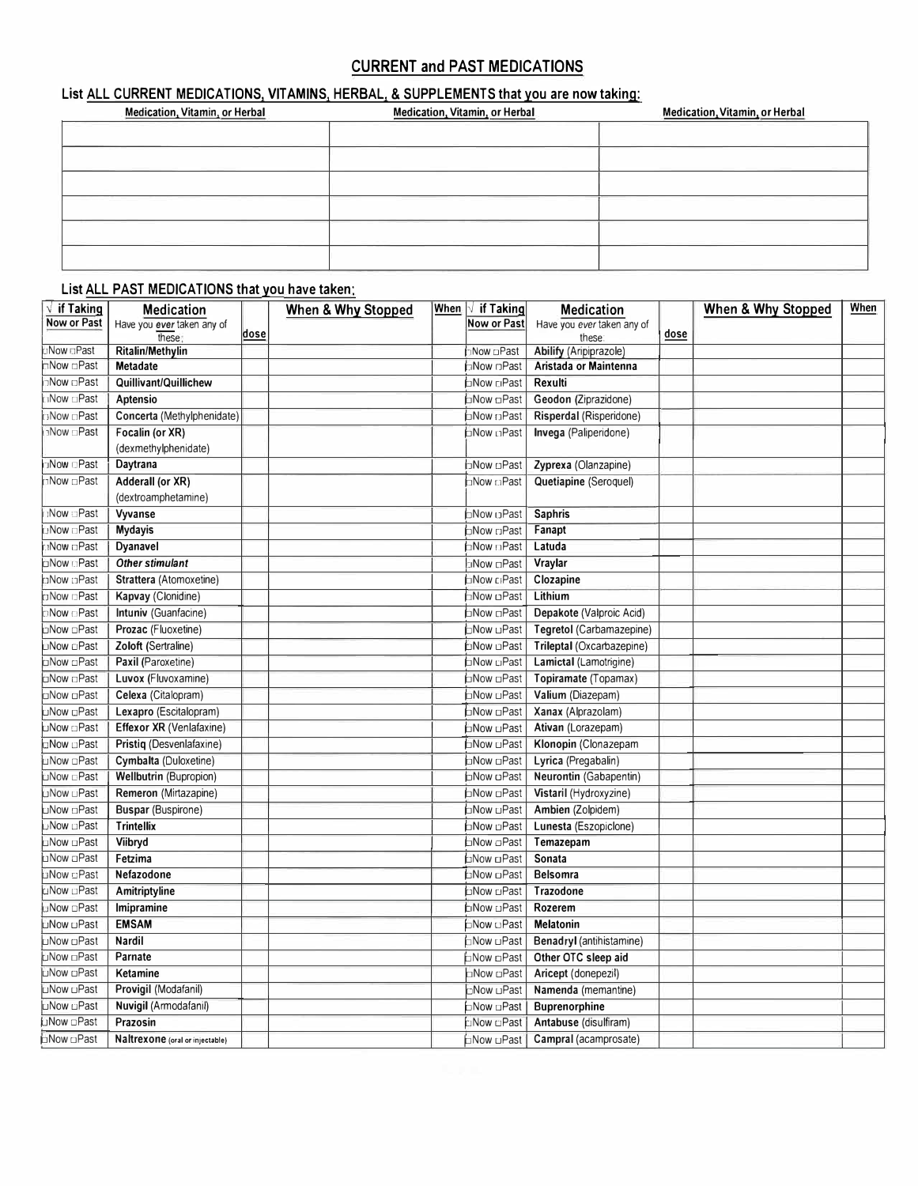## CURRENT and PAST MEDICATIONS

### List ALL CURRENT MEDICATIONS, VITAMINS, HERBAL, & SUPPLEMENTS that you are now taking:

| Medication, Vitamin, or Herbal | Medication, Vitamin, or Herbal | Medication, Vitamin, or Herbal |
|---|---|---|
| | | |
| | | |
| | | |
| | | |
| | | |
| | | |

### List ALL PAST MEDICATIONS that you have taken:

| √ if Taking Now or Past | Medication Have you *ever* taken any of these: | dose | When & Why Stopped | When | √ if Taking Now or Past | Medication Have you *ever* taken any of these: | dose | When & Why Stopped | When |
|---|---|---|---|---|---|---|---|---|---|
| □Now □Past | **Ritalin/Methylin** | | | | □Now □Past | **Abilify** (Aripiprazole) | | | |
| □Now □Past | **Metadate** | | | | □Now □Past | **Aristada or Maintenna** | | | |
| □Now □Past | **Quillivant/Quillichew** | | | | □Now □Past | **Rexulti** | | | |
| □Now □Past | **Aptensio** | | | | □Now □Past | **Geodon** (Ziprazidone) | | | |
| □Now □Past | **Concerta** (Methylphenidate) | | | | □Now □Past | **Risperdal** (Risperidone) | | | |
| □Now □Past | **Focalin (or XR)** (dexmethylphenidate) | | | | □Now □Past | **Invega** (Paliperidone) | | | |
| □Now □Past | **Daytrana** | | | | □Now □Past | **Zyprexa** (Olanzapine) | | | |
| □Now □Past | **Adderall (or XR)** (dextroamphetamine) | | | | □Now □Past | **Quetiapine** (Seroquel) | | | |
| □Now □Past | **Vyvanse** | | | | □Now □Past | **Saphris** | | | |
| □Now □Past | **Mydayis** | | | | □Now □Past | **Fanapt** | | | |
| □Now □Past | **Dyanavel** | | | | □Now □Past | **Latuda** | | | |
| □Now □Past | ***Other stimulant*** | | | | □Now □Past | **Vraylar** | | | |
| □Now □Past | **Strattera** (Atomoxetine) | | | | □Now □Past | **Clozapine** | | | |
| □Now □Past | **Kapvay** (Clonidine) | | | | □Now □Past | **Lithium** | | | |
| □Now □Past | **Intuniv** (Guanfacine) | | | | □Now □Past | **Depakote** (Valproic Acid) | | | |
| □Now □Past | **Prozac** (Fluoxetine) | | | | □Now □Past | **Tegretol** (Carbamazepine) | | | |
| □Now □Past | **Zoloft** (Sertraline) | | | | □Now □Past | **Trileptal** (Oxcarbazepine) | | | |
| □Now □Past | **Paxil** (Paroxetine) | | | | □Now □Past | **Lamictal** (Lamotrigine) | | | |
| □Now □Past | **Luvox** (Fluvoxamine) | | | | □Now □Past | **Topiramate** (Topamax) | | | |
| □Now □Past | **Celexa** (Citalopram) | | | | □Now □Past | **Valium** (Diazepam) | | | |
| □Now □Past | **Lexapro** (Escitalopram) | | | | □Now □Past | **Xanax** (Alprazolam) | | | |
| □Now □Past | **Effexor XR** (Venlafaxine) | | | | □Now □Past | **Ativan** (Lorazepam) | | | |
| □Now □Past | **Pristiq** (Desvenlafaxine) | | | | □Now □Past | **Klonopin** (Clonazepam | | | |
| □Now □Past | **Cymbalta** (Duloxetine) | | | | □Now □Past | **Lyrica** (Pregabalin) | | | |
| □Now □Past | **Wellbutrin** (Bupropion) | | | | □Now □Past | **Neurontin** (Gabapentin) | | | |
| □Now □Past | **Remeron** (Mirtazapine) | | | | □Now □Past | **Vistaril** (Hydroxyzine) | | | |
| □Now □Past | **Buspar** (Buspirone) | | | | □Now □Past | **Ambien** (Zolpidem) | | | |
| □Now □Past | **Trintellix** | | | | □Now □Past | **Lunesta** (Eszopiclone) | | | |
| □Now □Past | **Viibryd** | | | | □Now □Past | **Temazepam** | | | |
| □Now □Past | **Fetzima** | | | | □Now □Past | **Sonata** | | | |
| □Now □Past | **Nefazodone** | | | | □Now □Past | **Belsomra** | | | |
| □Now □Past | **Amitriptyline** | | | | □Now □Past | **Trazodone** | | | |
| □Now □Past | **Imipramine** | | | | □Now □Past | **Rozerem** | | | |
| □Now □Past | **EMSAM** | | | | □Now □Past | **Melatonin** | | | |
| □Now □Past | **Nardil** | | | | □Now □Past | **Benadryl** (antihistamine) | | | |
| □Now □Past | **Parnate** | | | | □Now □Past | **Other OTC sleep aid** | | | |
| □Now □Past | **Ketamine** | | | | □Now □Past | **Aricept** (donepezil) | | | |
| □Now □Past | **Provigil** (Modafanil) | | | | □Now □Past | **Namenda** (memantine) | | | |
| □Now □Past | **Nuvigil** (Armodafanil) | | | | □Now □Past | **Buprenorphine** | | | |
| □Now □Past | **Prazosin** | | | | □Now □Past | **Antabuse** (disulfiram) | | | |
| □Now □Past | **Naltrexone** (oral or injectable) | | | | □Now □Past | **Campral** (acamprosate) | | | |